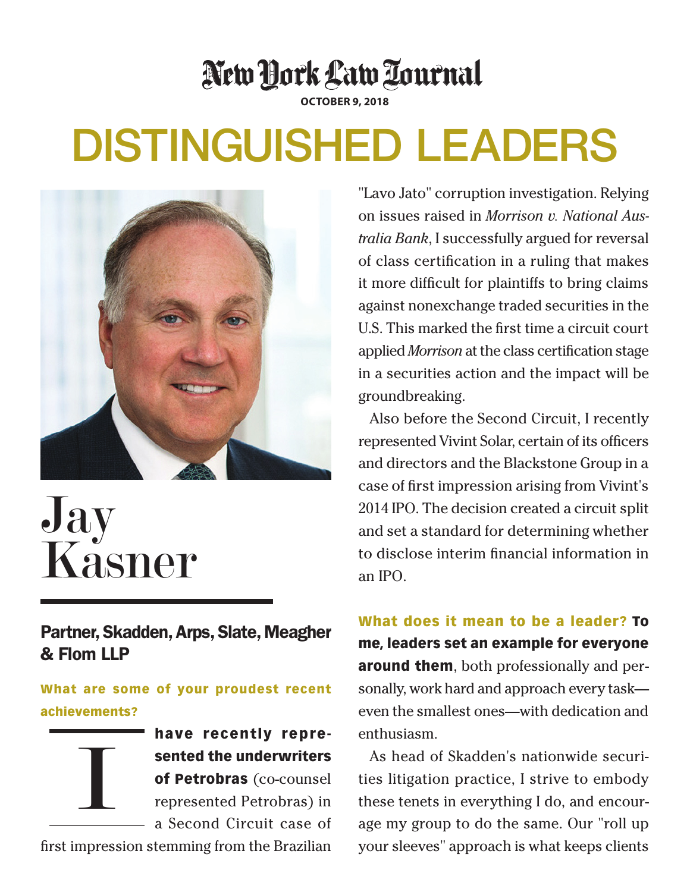New York Law Journal

OCTOBER 9, 2018

# DISTINGUISHED LEADERS

# Jay Kasner

## Partner, Skadden, Arps, Slate, Meagher & Flom LLP

**What are some of your proudest recent achievements?**

**I have recently represented the underwriters of Petrobras** (co-counsel represented Petrobras) in a Second Circuit case of first impression stemming from the Brazilian "Lavo Jato" corruption investigation. Relying on issues raised in *Morrison v. National Australia Bank*, I successfully argued for reversal of class certification in a ruling that makes it more difficult for plaintiffs to bring claims against nonexchange traded securities in the U.S. This marked the first time a circuit court applied *Morrison* at the class certification stage in a securities action and the impact will be groundbreaking.

Also before the Second Circuit, I recently represented Vivint Solar, certain of its officers and directors and the Blackstone Group in a case of first impression arising from Vivint's 2014 IPO. The decision created a circuit split and set a standard for determining whether to disclose interim financial information in an IPO.

**What does it mean to be a leader?** **To me, leaders set an example for everyone around them**, both professionally and personally, work hard and approach every task—even the smallest ones—with dedication and enthusiasm.

As head of Skadden's nationwide securities litigation practice, I strive to embody these tenets in everything I do, and encourage my group to do the same. Our "roll up your sleeves" approach is what keeps clients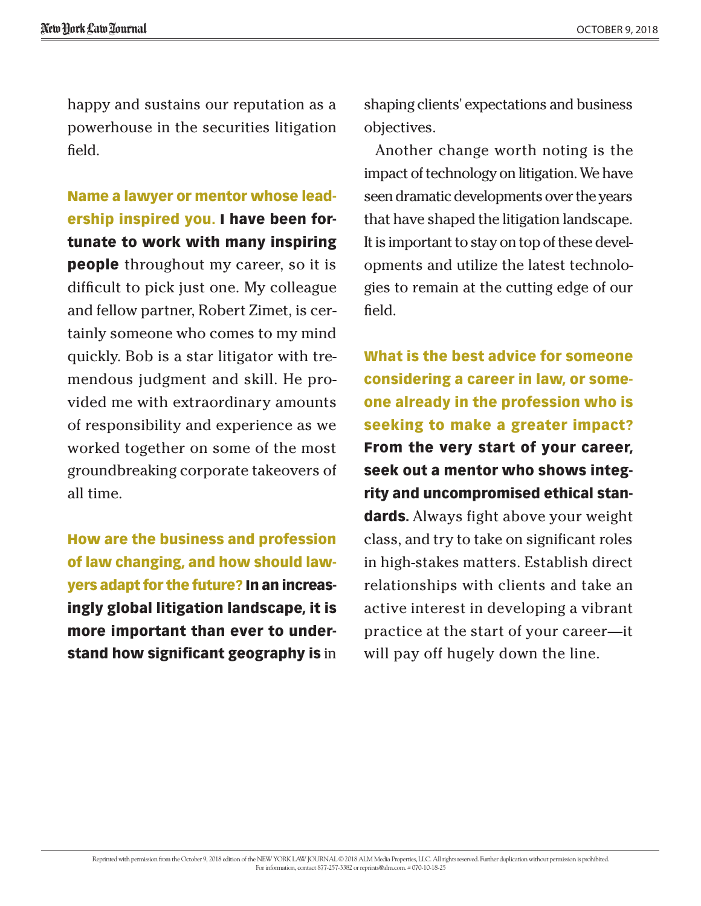happy and sustains our reputation as a powerhouse in the securities litigation field.

**Name a lawyer or mentor whose leadership inspired you.** **I have been fortunate to work with many inspiring people** throughout my career, so it is difficult to pick just one. My colleague and fellow partner, Robert Zimet, is certainly someone who comes to my mind quickly. Bob is a star litigator with tremendous judgment and skill. He provided me with extraordinary amounts of responsibility and experience as we worked together on some of the most groundbreaking corporate takeovers of all time.

**How are the business and profession of law changing, and how should lawyers adapt for the future?** **In an increasingly global litigation landscape, it is more important than ever to understand how significant geography is** in shaping clients' expectations and business objectives.

Another change worth noting is the impact of technology on litigation. We have seen dramatic developments over the years that have shaped the litigation landscape. It is important to stay on top of these developments and utilize the latest technologies to remain at the cutting edge of our field.

**What is the best advice for someone considering a career in law, or someone already in the profession who is seeking to make a greater impact?** **From the very start of your career, seek out a mentor who shows integrity and uncompromised ethical standards.** Always fight above your weight class, and try to take on significant roles in high-stakes matters. Establish direct relationships with clients and take an active interest in developing a vibrant practice at the start of your career—it will pay off hugely down the line.

Reprinted with permission from the October 9, 2018 edition of the NEW YORK LAW JOURNAL © 2018 ALM Media Properties, LLC. All rights reserved. Further duplication without permission is prohibited. For information, contact 877-257-3382 or reprints@alm.com. # 070-10-18-25